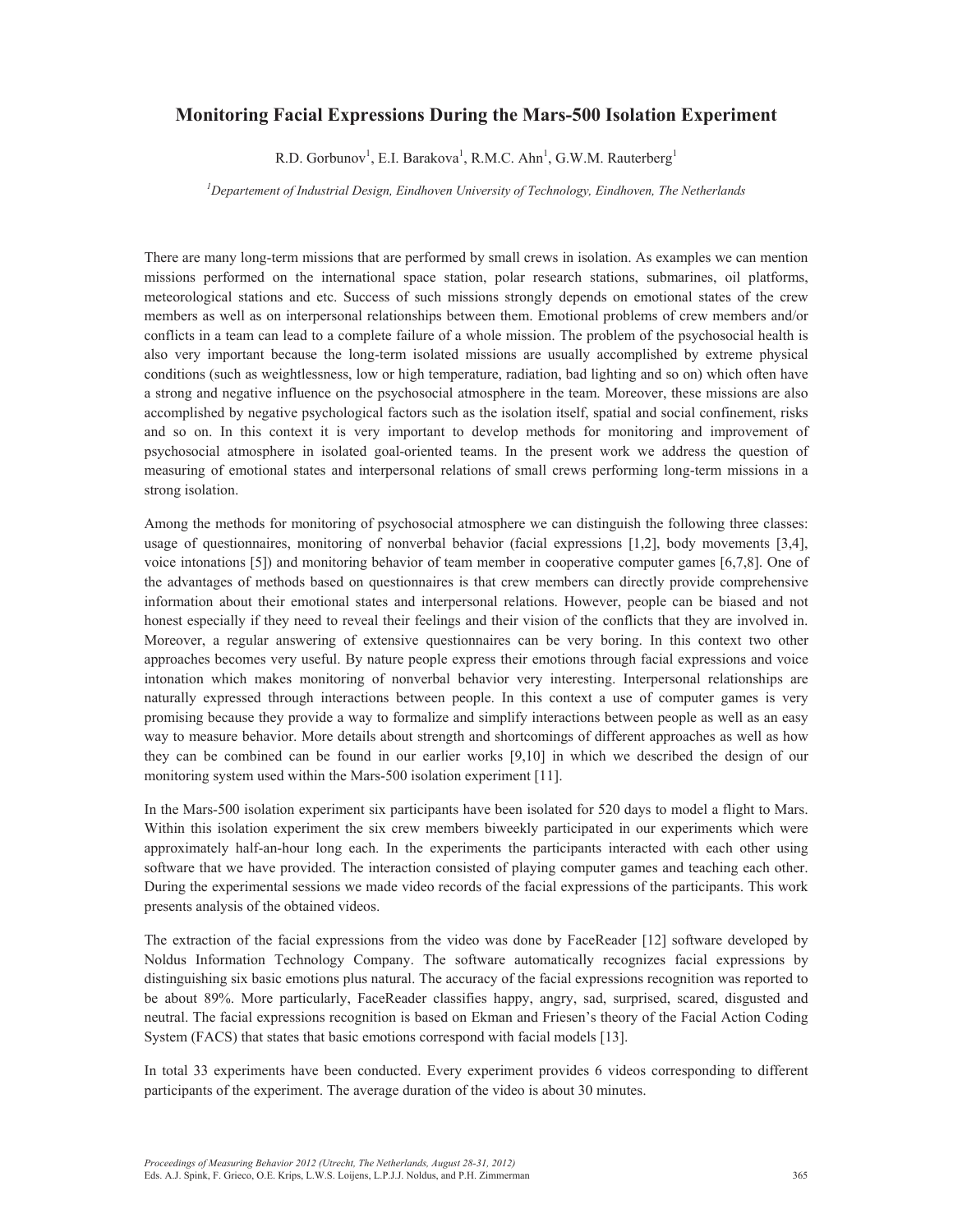# Monitoring Facial Expressions During the Mars-500 Isolation Experiment

R.D. Gorbunov[1], E.I. Barakova[1], R.M.C. Ahn[1], G.W.M. Rauterberg[1]

[1]Departement of Industrial Design, Eindhoven University of Technology, Eindhoven, The Netherlands

There are many long-term missions that are performed by small crews in isolation. As examples we can mention missions performed on the international space station, polar research stations, submarines, oil platforms, meteorological stations and etc. Success of such missions strongly depends on emotional states of the crew members as well as on interpersonal relationships between them. Emotional problems of crew members and/or conflicts in a team can lead to a complete failure of a whole mission. The problem of the psychosocial health is also very important because the long-term isolated missions are usually accomplished by extreme physical conditions (such as weightlessness, low or high temperature, radiation, bad lighting and so on) which often have a strong and negative influence on the psychosocial atmosphere in the team. Moreover, these missions are also accomplished by negative psychological factors such as the isolation itself, spatial and social confinement, risks and so on. In this context it is very important to develop methods for monitoring and improvement of psychosocial atmosphere in isolated goal-oriented teams. In the present work we address the question of measuring of emotional states and interpersonal relations of small crews performing long-term missions in a strong isolation.

Among the methods for monitoring of psychosocial atmosphere we can distinguish the following three classes: usage of questionnaires, monitoring of nonverbal behavior (facial expressions [1,2], body movements [3,4], voice intonations [5]) and monitoring behavior of team member in cooperative computer games [6,7,8]. One of the advantages of methods based on questionnaires is that crew members can directly provide comprehensive information about their emotional states and interpersonal relations. However, people can be biased and not honest especially if they need to reveal their feelings and their vision of the conflicts that they are involved in. Moreover, a regular answering of extensive questionnaires can be very boring. In this context two other approaches becomes very useful. By nature people express their emotions through facial expressions and voice intonation which makes monitoring of nonverbal behavior very interesting. Interpersonal relationships are naturally expressed through interactions between people. In this context a use of computer games is very promising because they provide a way to formalize and simplify interactions between people as well as an easy way to measure behavior. More details about strength and shortcomings of different approaches as well as how they can be combined can be found in our earlier works [9,10] in which we described the design of our monitoring system used within the Mars-500 isolation experiment [11].

In the Mars-500 isolation experiment six participants have been isolated for 520 days to model a flight to Mars. Within this isolation experiment the six crew members biweekly participated in our experiments which were approximately half-an-hour long each. In the experiments the participants interacted with each other using software that we have provided. The interaction consisted of playing computer games and teaching each other. During the experimental sessions we made video records of the facial expressions of the participants. This work presents analysis of the obtained videos.

The extraction of the facial expressions from the video was done by FaceReader [12] software developed by Noldus Information Technology Company. The software automatically recognizes facial expressions by distinguishing six basic emotions plus natural. The accuracy of the facial expressions recognition was reported to be about 89%. More particularly, FaceReader classifies happy, angry, sad, surprised, scared, disgusted and neutral. The facial expressions recognition is based on Ekman and Friesen's theory of the Facial Action Coding System (FACS) that states that basic emotions correspond with facial models [13].

In total 33 experiments have been conducted. Every experiment provides 6 videos corresponding to different participants of the experiment. The average duration of the video is about 30 minutes.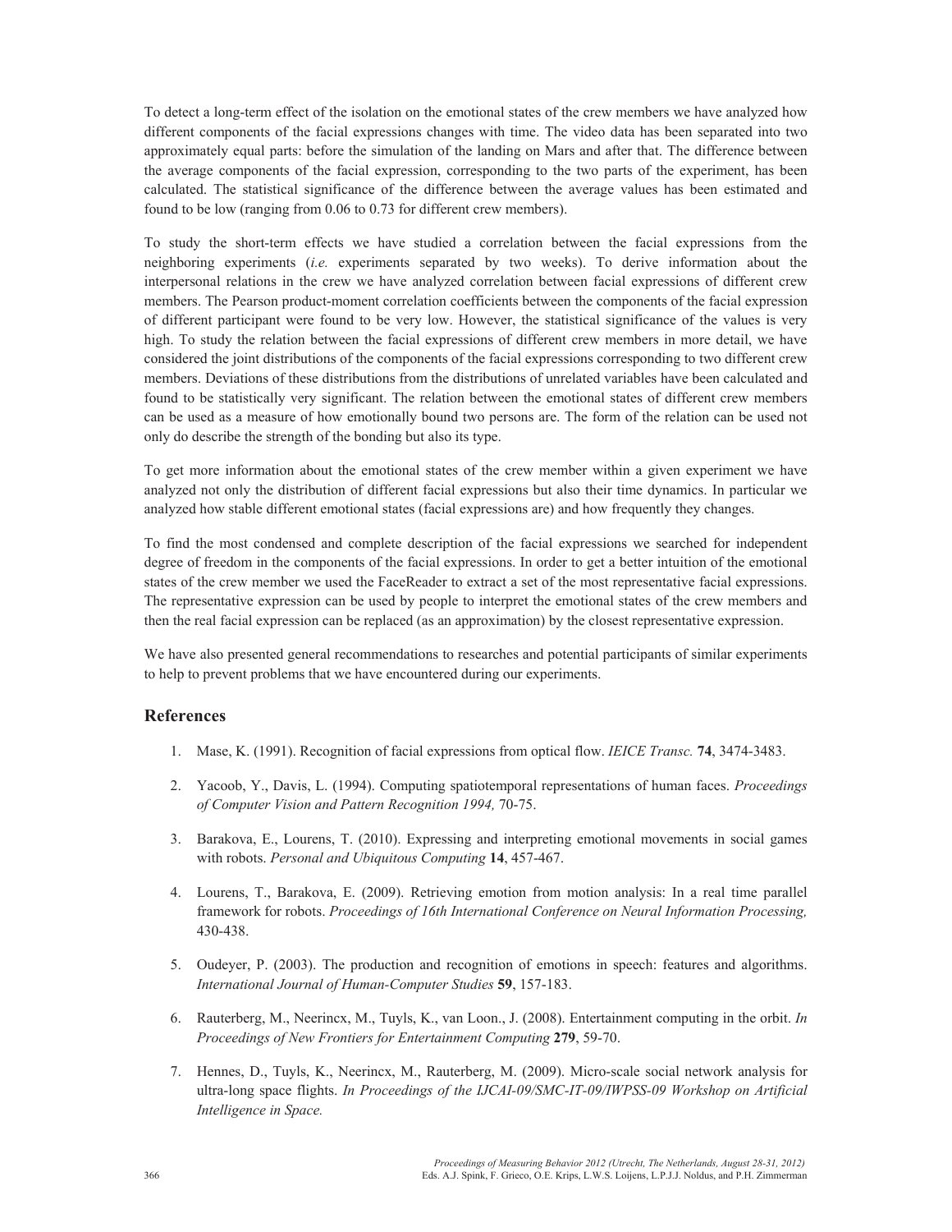To detect a long-term effect of the isolation on the emotional states of the crew members we have analyzed how different components of the facial expressions changes with time. The video data has been separated into two approximately equal parts: before the simulation of the landing on Mars and after that. The difference between the average components of the facial expression, corresponding to the two parts of the experiment, has been calculated. The statistical significance of the difference between the average values has been estimated and found to be low (ranging from 0.06 to 0.73 for different crew members).

To study the short-term effects we have studied a correlation between the facial expressions from the neighboring experiments (*i.e.* experiments separated by two weeks). To derive information about the interpersonal relations in the crew we have analyzed correlation between facial expressions of different crew members. The Pearson product-moment correlation coefficients between the components of the facial expression of different participant were found to be very low. However, the statistical significance of the values is very high. To study the relation between the facial expressions of different crew members in more detail, we have considered the joint distributions of the components of the facial expressions corresponding to two different crew members. Deviations of these distributions from the distributions of unrelated variables have been calculated and found to be statistically very significant. The relation between the emotional states of different crew members can be used as a measure of how emotionally bound two persons are. The form of the relation can be used not only do describe the strength of the bonding but also its type.

To get more information about the emotional states of the crew member within a given experiment we have analyzed not only the distribution of different facial expressions but also their time dynamics. In particular we analyzed how stable different emotional states (facial expressions are) and how frequently they changes.

To find the most condensed and complete description of the facial expressions we searched for independent degree of freedom in the components of the facial expressions. In order to get a better intuition of the emotional states of the crew member we used the FaceReader to extract a set of the most representative facial expressions. The representative expression can be used by people to interpret the emotional states of the crew members and then the real facial expression can be replaced (as an approximation) by the closest representative expression.

We have also presented general recommendations to researches and potential participants of similar experiments to help to prevent problems that we have encountered during our experiments.

## References

1. Mase, K. (1991). Recognition of facial expressions from optical flow. *IEICE Transc.* **74**, 3474-3483.
2. Yacoob, Y., Davis, L. (1994). Computing spatiotemporal representations of human faces. *Proceedings of Computer Vision and Pattern Recognition 1994,* 70-75.
3. Barakova, E., Lourens, T. (2010). Expressing and interpreting emotional movements in social games with robots. *Personal and Ubiquitous Computing* **14**, 457-467.
4. Lourens, T., Barakova, E. (2009). Retrieving emotion from motion analysis: In a real time parallel framework for robots. *Proceedings of 16th International Conference on Neural Information Processing,* 430-438.
5. Oudeyer, P. (2003). The production and recognition of emotions in speech: features and algorithms. *International Journal of Human-Computer Studies* **59**, 157-183.
6. Rauterberg, M., Neerincx, M., Tuyls, K., van Loon., J. (2008). Entertainment computing in the orbit. *In Proceedings of New Frontiers for Entertainment Computing* **279**, 59-70.
7. Hennes, D., Tuyls, K., Neerincx, M., Rauterberg, M. (2009). Micro-scale social network analysis for ultra-long space flights. *In Proceedings of the IJCAI-09/SMC-IT-09/IWPSS-09 Workshop on Artificial Intelligence in Space.*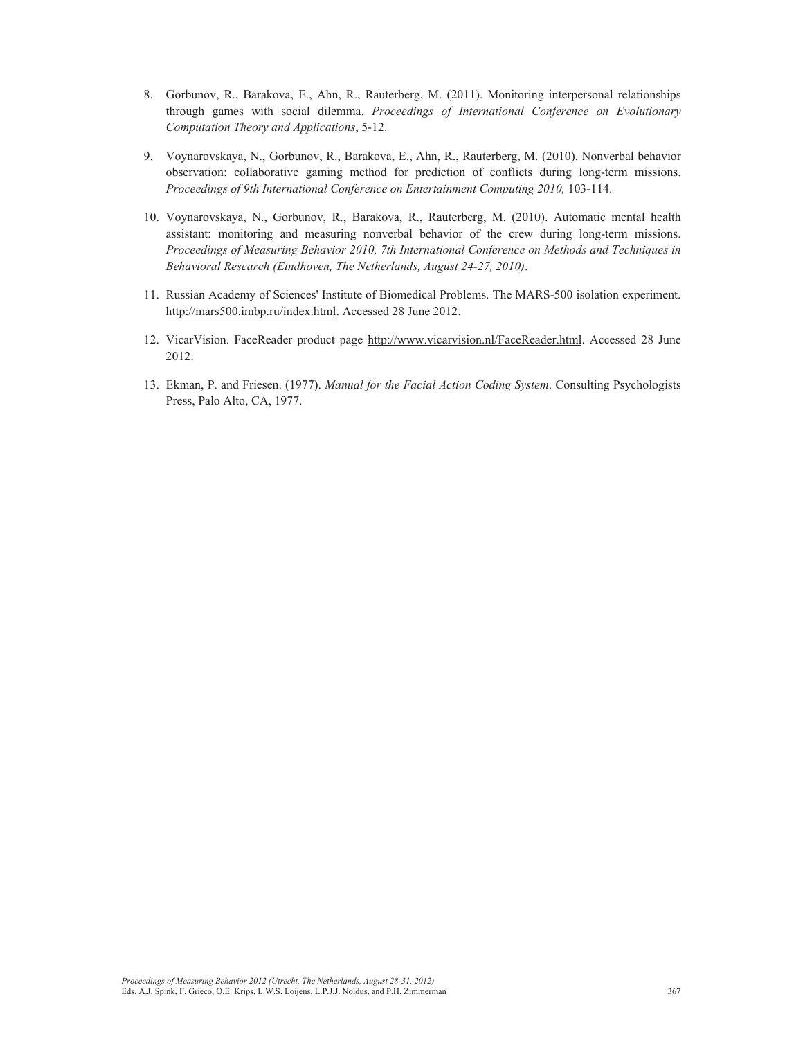8. Gorbunov, R., Barakova, E., Ahn, R., Rauterberg, M. (2011). Monitoring interpersonal relationships through games with social dilemma. *Proceedings of International Conference on Evolutionary Computation Theory and Applications*, 5-12.

9. Voynarovskaya, N., Gorbunov, R., Barakova, E., Ahn, R., Rauterberg, M. (2010). Nonverbal behavior observation: collaborative gaming method for prediction of conflicts during long-term missions. *Proceedings of 9th International Conference on Entertainment Computing 2010,* 103-114.

10. Voynarovskaya, N., Gorbunov, R., Barakova, R., Rauterberg, M. (2010). Automatic mental health assistant: monitoring and measuring nonverbal behavior of the crew during long-term missions. *Proceedings of Measuring Behavior 2010, 7th International Conference on Methods and Techniques in Behavioral Research (Eindhoven, The Netherlands, August 24-27, 2010)*.

11. Russian Academy of Sciences' Institute of Biomedical Problems. The MARS-500 isolation experiment. http://mars500.imbp.ru/index.html. Accessed 28 June 2012.

12. VicarVision. FaceReader product page http://www.vicarvision.nl/FaceReader.html. Accessed 28 June 2012.

13. Ekman, P. and Friesen. (1977). *Manual for the Facial Action Coding System*. Consulting Psychologists Press, Palo Alto, CA, 1977.